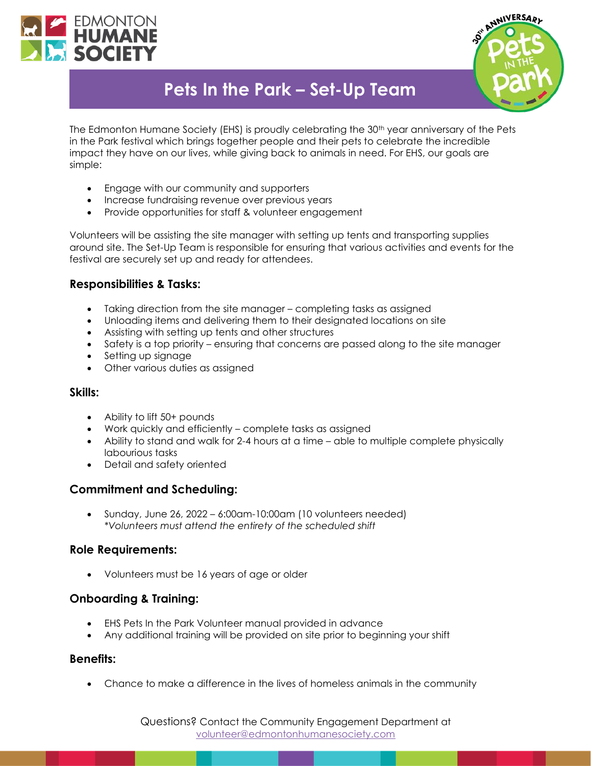# Pets In the Park – Set-Up Team

The Edmonton Humane Society (EHS) is proudly celebrating the 30th year anniversary of the Pets in the Park festival which brings together people and their pets to celebrate the incredible impact they have on our lives, while giving back to animals in need. For EHS, our goals are simple:

- Engage with our community and supporters
- Increase fundraising revenue over previous years
- Provide opportunities for staff & volunteer engagement

Volunteers will be assisting the site manager with setting up tents and transporting supplies around site. The Set-Up Team is responsible for ensuring that various activities and events for the festival are securely set up and ready for attendees.

### Responsibilities & Tasks:

- Taking direction from the site manager – completing tasks as assigned
- Unloading items and delivering them to their designated locations on site
- Assisting with setting up tents and other structures
- Safety is a top priority – ensuring that concerns are passed along to the site manager
- Setting up signage
- Other various duties as assigned

### Skills:

- Ability to lift 50+ pounds
- Work quickly and efficiently – complete tasks as assigned
- Ability to stand and walk for 2-4 hours at a time – able to multiple complete physically labourious tasks
- Detail and safety oriented

### Commitment and Scheduling:

- Sunday, June 26, 2022 – 6:00am-10:00am (10 volunteers needed)
  *\*Volunteers must attend the entirety of the scheduled shift*

### Role Requirements:

- Volunteers must be 16 years of age or older

### Onboarding & Training:

- EHS Pets In the Park Volunteer manual provided in advance
- Any additional training will be provided on site prior to beginning your shift

### Benefits:

- Chance to make a difference in the lives of homeless animals in the community

Questions? Contact the Community Engagement Department at volunteer@edmontonhumanesociety.com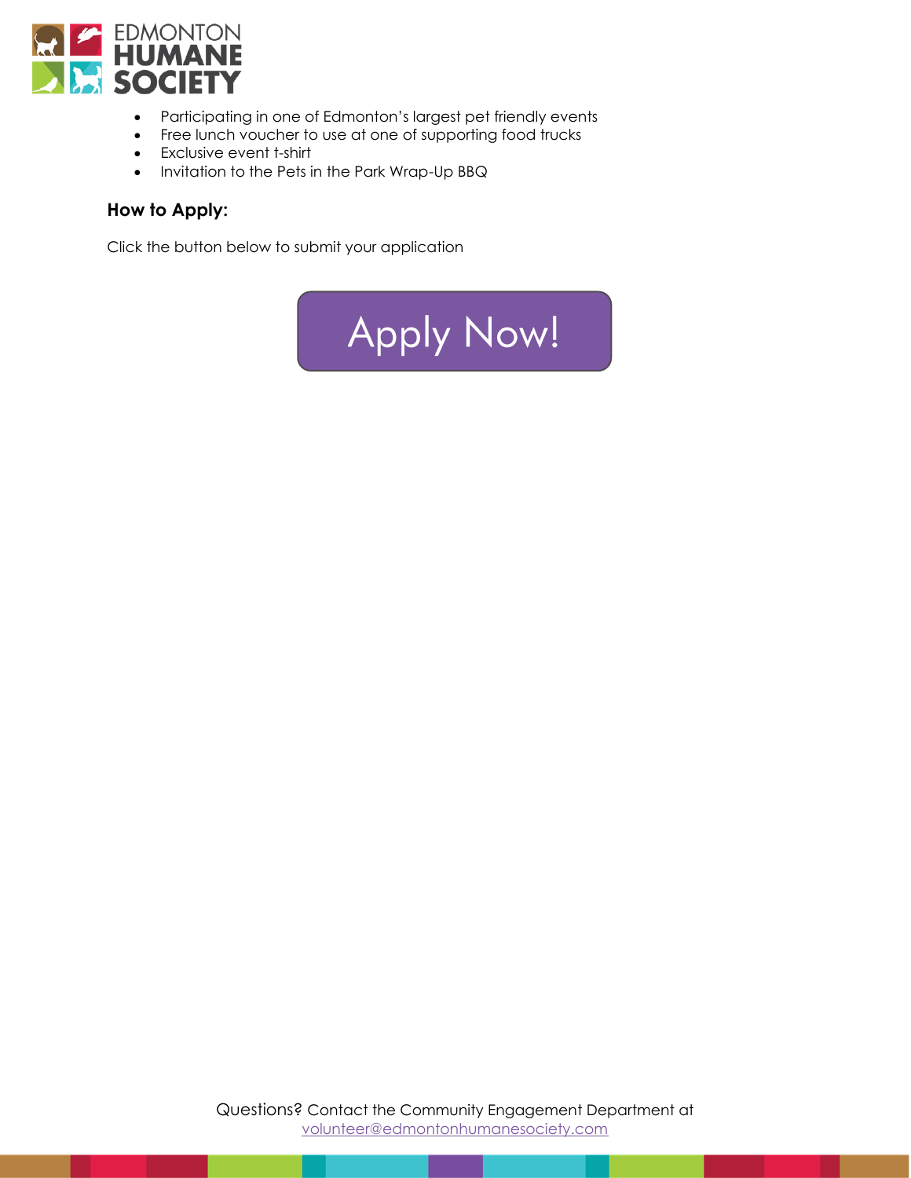- Participating in one of Edmonton's largest pet friendly events
- Free lunch voucher to use at one of supporting food trucks
- Exclusive event t-shirt
- Invitation to the Pets in the Park Wrap-Up BBQ

**How to Apply:**

Click the button below to submit your application

Apply Now!

Questions? Contact the Community Engagement Department at volunteer@edmontonhumanesociety.com